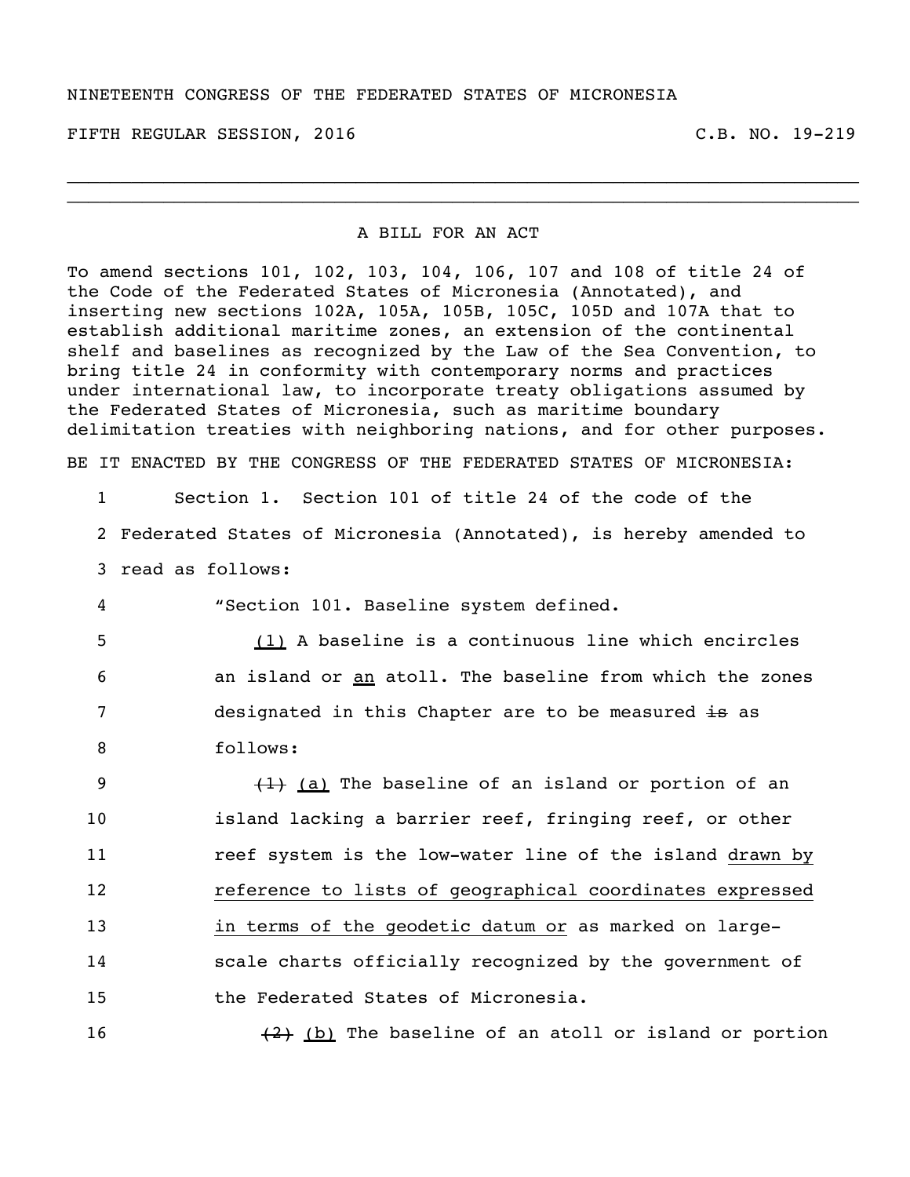NINETEENTH CONGRESS OF THE FEDERATED STATES OF MICRONESIA

FIFTH REGULAR SESSION, 2016 C.B. NO. 19-219

---

A BILL FOR AN ACT

To amend sections 101, 102, 103, 104, 106, 107 and 108 of title 24 of the Code of the Federated States of Micronesia (Annotated), and inserting new sections 102A, 105A, 105B, 105C, 105D and 107A that to establish additional maritime zones, an extension of the continental shelf and baselines as recognized by the Law of the Sea Convention, to bring title 24 in conformity with contemporary norms and practices under international law, to incorporate treaty obligations assumed by the Federated States of Micronesia, such as maritime boundary delimitation treaties with neighboring nations, and for other purposes.

BE IT ENACTED BY THE CONGRESS OF THE FEDERATED STATES OF MICRONESIA:

1 Section 1. Section 101 of title 24 of the code of the
2 Federated States of Micronesia (Annotated), is hereby amended to
3 read as follows:

4 "Section 101. Baseline system defined.

5 <u>(1)</u> A baseline is a continuous line which encircles
6 an island or <u>an</u> atoll. The baseline from which the zones
7 designated in this Chapter are to be measured ~~is~~ as
8 follows:

9 ~~(1)~~ <u>(a)</u> The baseline of an island or portion of an
10 island lacking a barrier reef, fringing reef, or other
11 reef system is the low-water line of the island <u>drawn by</u>
12 <u>reference to lists of geographical coordinates expressed</u>
13 <u>in terms of the geodetic datum or</u> as marked on large-
14 scale charts officially recognized by the government of
15 the Federated States of Micronesia.

16 ~~(2)~~ <u>(b)</u> The baseline of an atoll or island or portion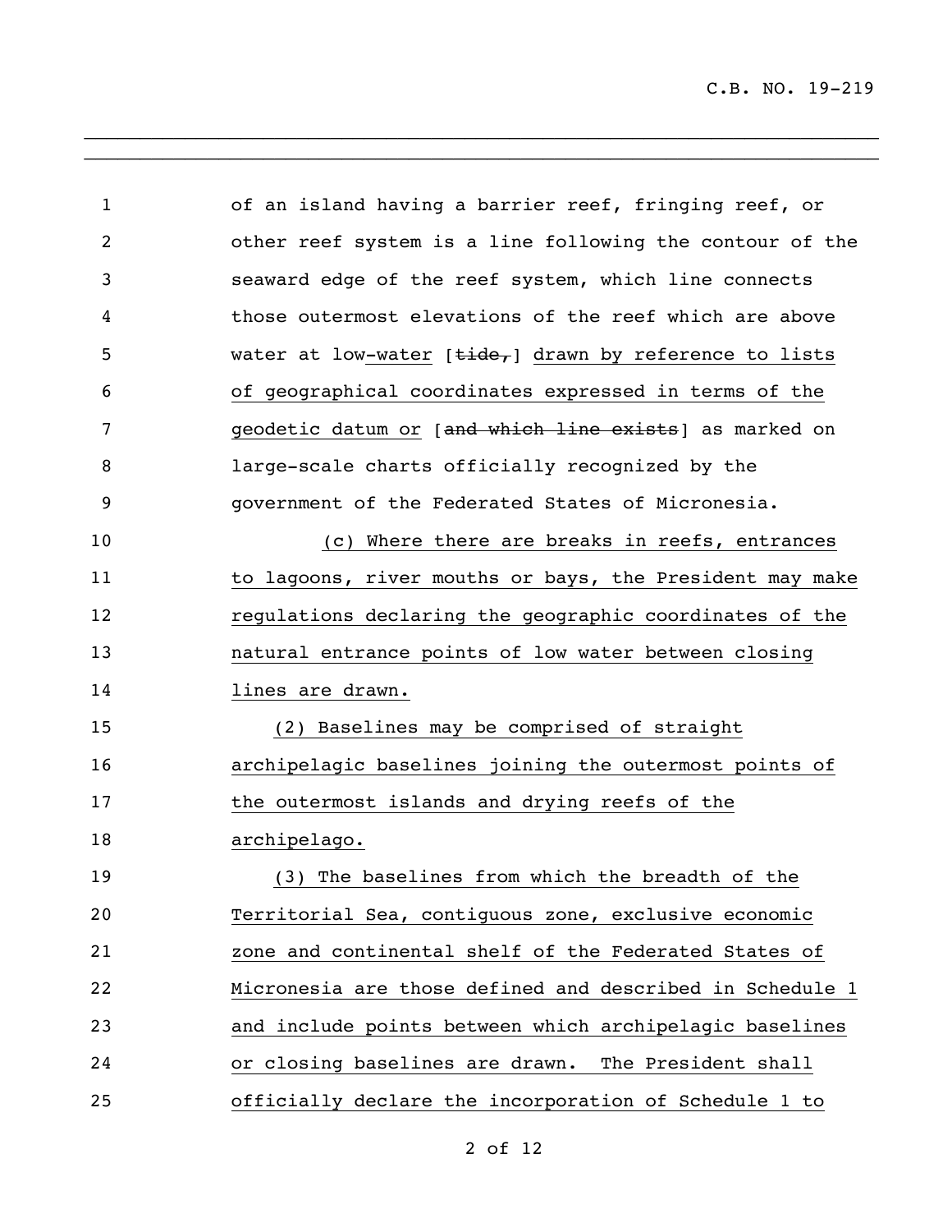of an island having a barrier reef, fringing reef, or other reef system is a line following the contour of the seaward edge of the reef system, which line connects those outermost elevations of the reef which are above water at low-water [~~tide,~~] drawn by reference to lists of geographical coordinates expressed in terms of the geodetic datum or [~~and which line exists~~] as marked on large-scale charts officially recognized by the government of the Federated States of Micronesia.

(c) Where there are breaks in reefs, entrances to lagoons, river mouths or bays, the President may make regulations declaring the geographic coordinates of the natural entrance points of low water between closing lines are drawn.

(2) Baselines may be comprised of straight archipelagic baselines joining the outermost points of the outermost islands and drying reefs of the archipelago.

(3) The baselines from which the breadth of the Territorial Sea, contiguous zone, exclusive economic zone and continental shelf of the Federated States of Micronesia are those defined and described in Schedule 1 and include points between which archipelagic baselines or closing baselines are drawn. The President shall officially declare the incorporation of Schedule 1 to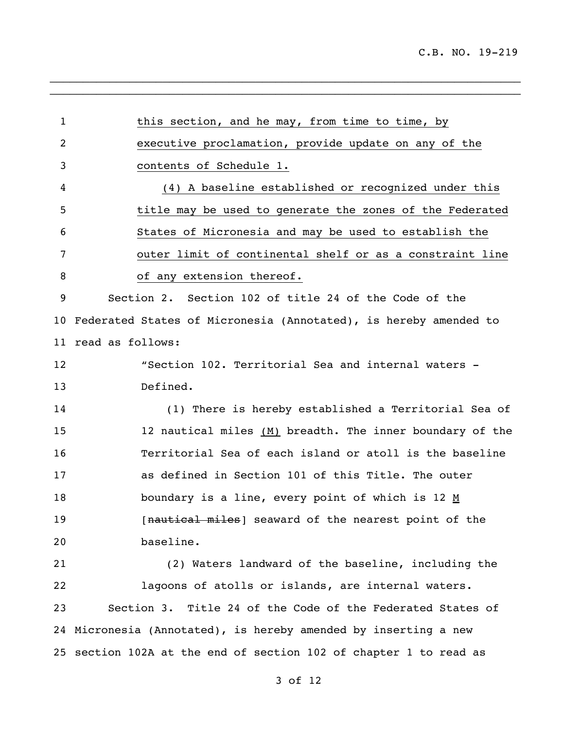this section, and he may, from time to time, by executive proclamation, provide update on any of the contents of Schedule 1.

(4) A baseline established or recognized under this title may be used to generate the zones of the Federated States of Micronesia and may be used to establish the outer limit of continental shelf or as a constraint line of any extension thereof.

Section 2. Section 102 of title 24 of the Code of the Federated States of Micronesia (Annotated), is hereby amended to read as follows:

"Section 102. Territorial Sea and internal waters - Defined.

(1) There is hereby established a Territorial Sea of 12 nautical miles (M) breadth. The inner boundary of the Territorial Sea of each island or atoll is the baseline as defined in Section 101 of this Title. The outer boundary is a line, every point of which is 12 M [~~nautical miles~~] seaward of the nearest point of the baseline.

(2) Waters landward of the baseline, including the lagoons of atolls or islands, are internal waters.

Section 3. Title 24 of the Code of the Federated States of Micronesia (Annotated), is hereby amended by inserting a new section 102A at the end of section 102 of chapter 1 to read as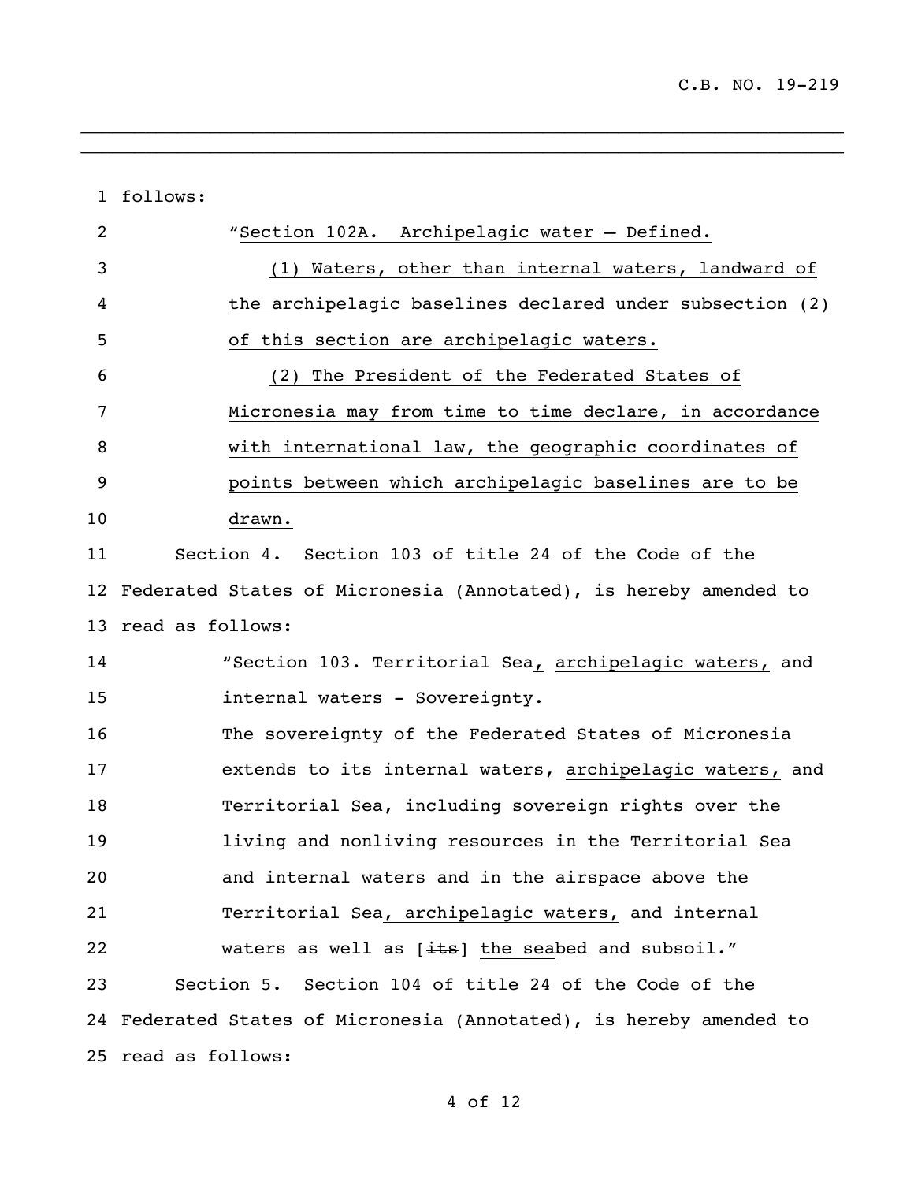follows:

"Section 102A. Archipelagic water – Defined.

(1) Waters, other than internal waters, landward of the archipelagic baselines declared under subsection (2) of this section are archipelagic waters.

(2) The President of the Federated States of Micronesia may from time to time declare, in accordance with international law, the geographic coordinates of points between which archipelagic baselines are to be drawn.

Section 4. Section 103 of title 24 of the Code of the Federated States of Micronesia (Annotated), is hereby amended to read as follows:

"Section 103. Territorial Sea, archipelagic waters, and internal waters - Sovereignty.

The sovereignty of the Federated States of Micronesia extends to its internal waters, archipelagic waters, and Territorial Sea, including sovereign rights over the living and nonliving resources in the Territorial Sea and internal waters and in the airspace above the Territorial Sea, archipelagic waters, and internal waters as well as [~~its~~] the seabed and subsoil."

Section 5. Section 104 of title 24 of the Code of the Federated States of Micronesia (Annotated), is hereby amended to read as follows: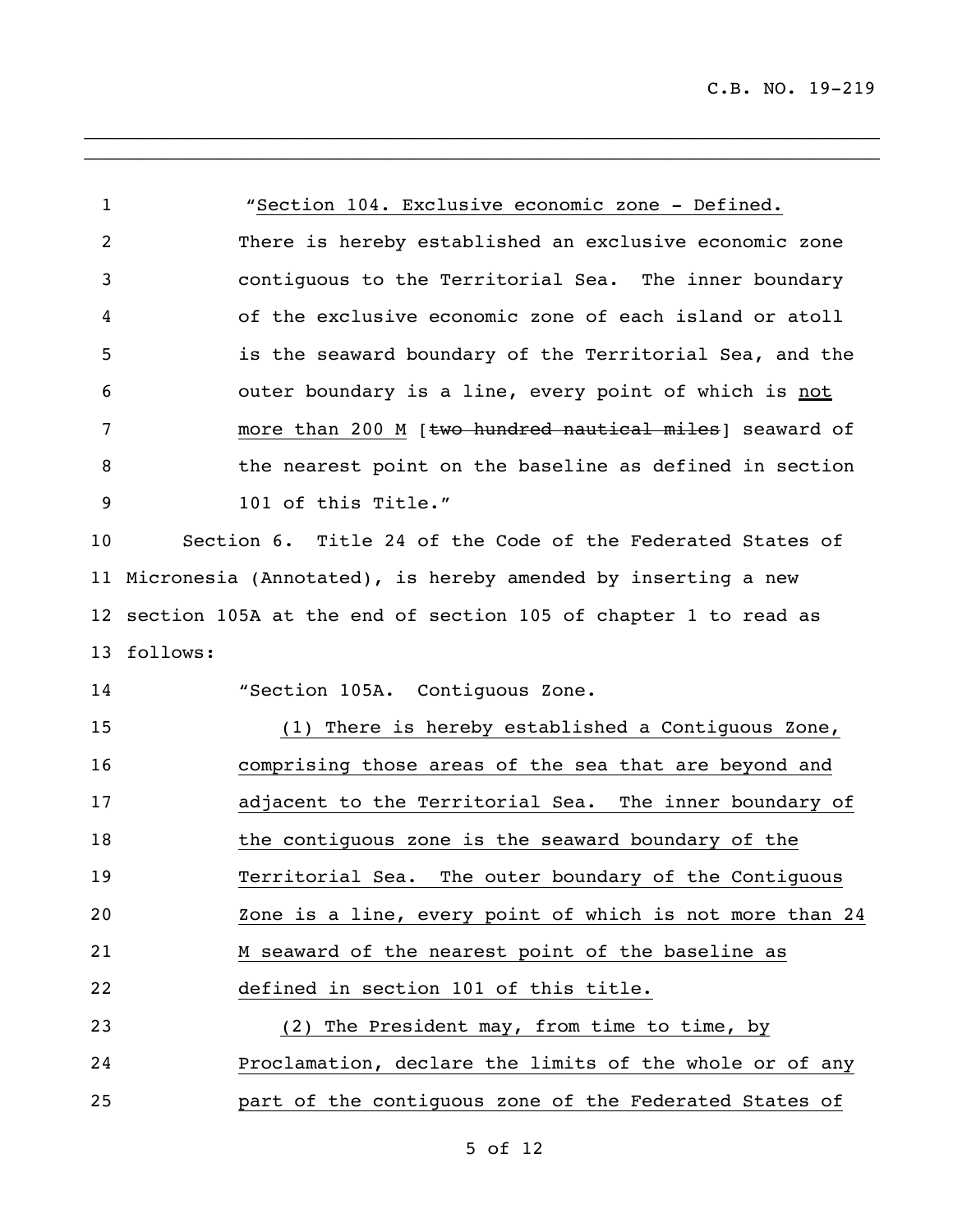"Section 104. Exclusive economic zone - Defined.

There is hereby established an exclusive economic zone contiguous to the Territorial Sea. The inner boundary of the exclusive economic zone of each island or atoll is the seaward boundary of the Territorial Sea, and the outer boundary is a line, every point of which is not more than 200 M [~~two hundred nautical miles~~] seaward of the nearest point on the baseline as defined in section 101 of this Title."

Section 6. Title 24 of the Code of the Federated States of Micronesia (Annotated), is hereby amended by inserting a new section 105A at the end of section 105 of chapter 1 to read as follows:

"Section 105A. Contiguous Zone.

(1) There is hereby established a Contiguous Zone, comprising those areas of the sea that are beyond and adjacent to the Territorial Sea. The inner boundary of the contiguous zone is the seaward boundary of the Territorial Sea. The outer boundary of the Contiguous Zone is a line, every point of which is not more than 24 M seaward of the nearest point of the baseline as defined in section 101 of this title.

(2) The President may, from time to time, by Proclamation, declare the limits of the whole or of any part of the contiguous zone of the Federated States of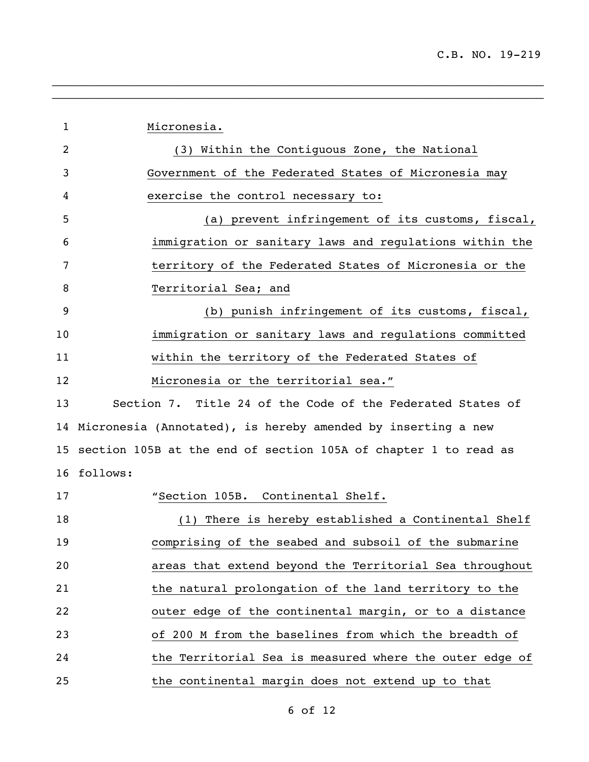Micronesia.

(3) Within the Contiguous Zone, the National Government of the Federated States of Micronesia may exercise the control necessary to:

(a) prevent infringement of its customs, fiscal, immigration or sanitary laws and regulations within the territory of the Federated States of Micronesia or the Territorial Sea; and

(b) punish infringement of its customs, fiscal, immigration or sanitary laws and regulations committed within the territory of the Federated States of Micronesia or the territorial sea."

Section 7. Title 24 of the Code of the Federated States of Micronesia (Annotated), is hereby amended by inserting a new section 105B at the end of section 105A of chapter 1 to read as follows:

"Section 105B. Continental Shelf.

(1) There is hereby established a Continental Shelf comprising of the seabed and subsoil of the submarine areas that extend beyond the Territorial Sea throughout the natural prolongation of the land territory to the outer edge of the continental margin, or to a distance of 200 M from the baselines from which the breadth of the Territorial Sea is measured where the outer edge of the continental margin does not extend up to that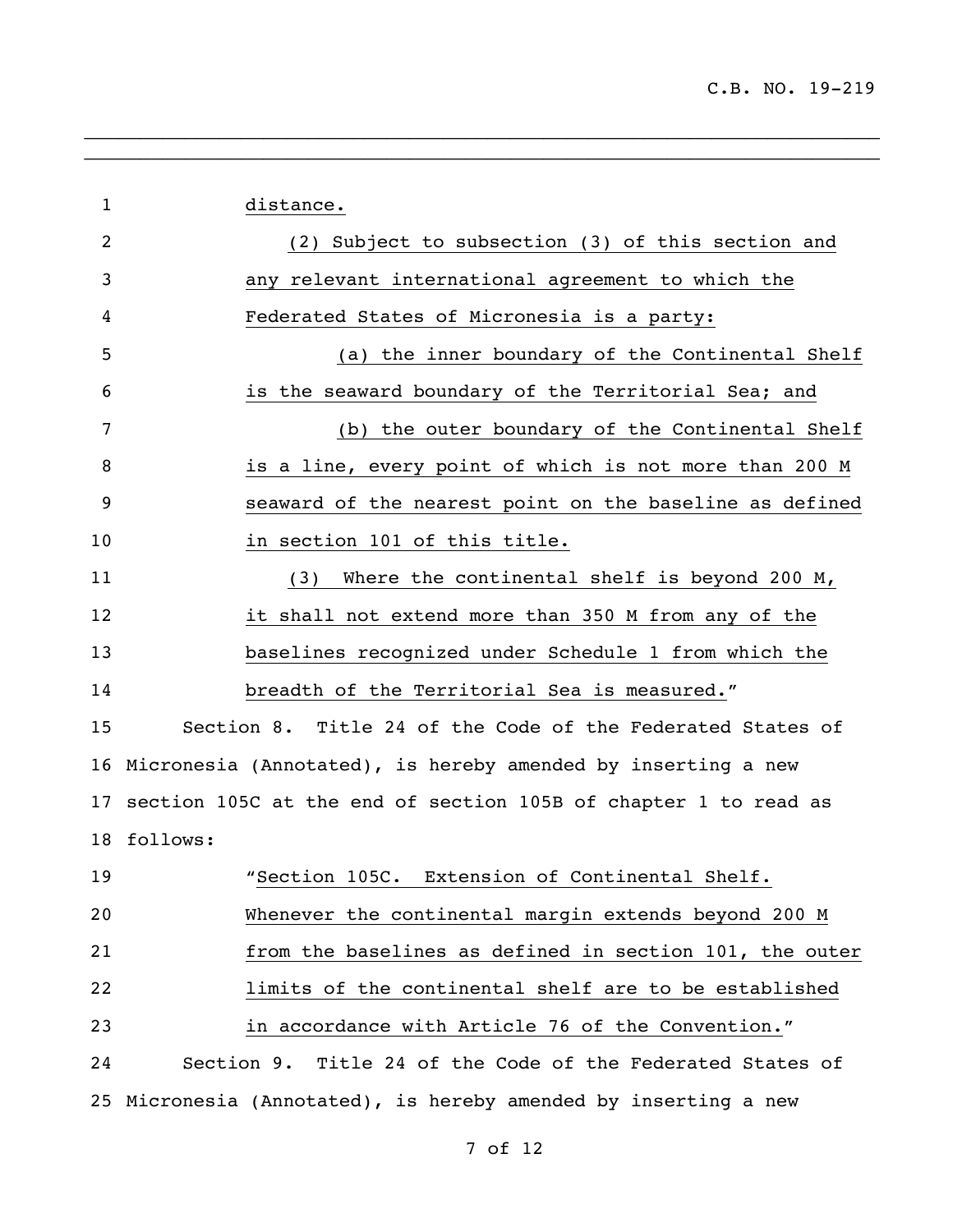distance.

(2) Subject to subsection (3) of this section and any relevant international agreement to which the Federated States of Micronesia is a party:

(a) the inner boundary of the Continental Shelf is the seaward boundary of the Territorial Sea; and

(b) the outer boundary of the Continental Shelf is a line, every point of which is not more than 200 M seaward of the nearest point on the baseline as defined in section 101 of this title.

(3) Where the continental shelf is beyond 200 M, it shall not extend more than 350 M from any of the baselines recognized under Schedule 1 from which the breadth of the Territorial Sea is measured."

Section 8. Title 24 of the Code of the Federated States of Micronesia (Annotated), is hereby amended by inserting a new section 105C at the end of section 105B of chapter 1 to read as follows:

"Section 105C. Extension of Continental Shelf. Whenever the continental margin extends beyond 200 M from the baselines as defined in section 101, the outer limits of the continental shelf are to be established in accordance with Article 76 of the Convention."

Section 9. Title 24 of the Code of the Federated States of Micronesia (Annotated), is hereby amended by inserting a new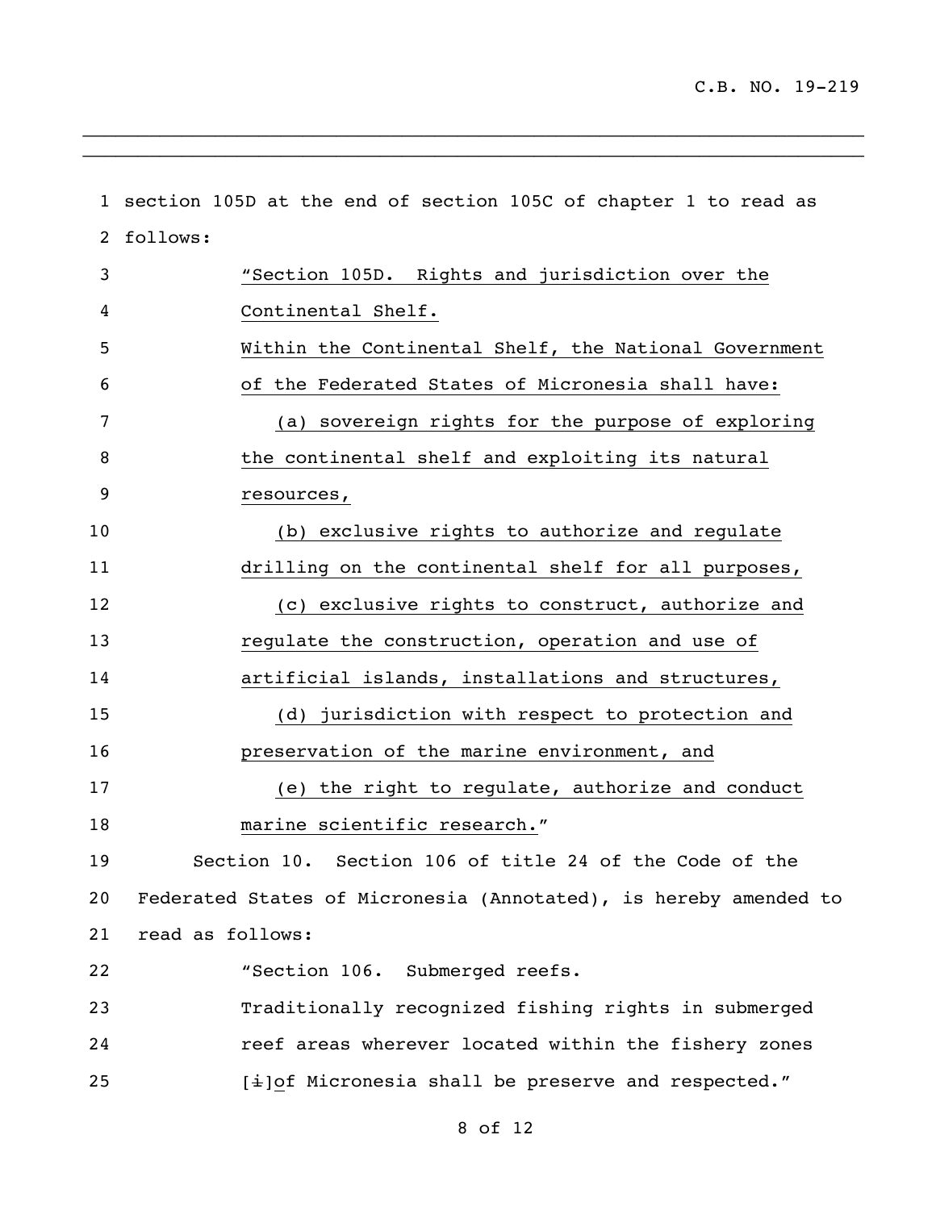section 105D at the end of section 105C of chapter 1 to read as follows:

"Section 105D. Rights and jurisdiction over the Continental Shelf.

Within the Continental Shelf, the National Government of the Federated States of Micronesia shall have:

(a) sovereign rights for the purpose of exploring the continental shelf and exploiting its natural resources,

(b) exclusive rights to authorize and regulate drilling on the continental shelf for all purposes,

(c) exclusive rights to construct, authorize and regulate the construction, operation and use of artificial islands, installations and structures,

(d) jurisdiction with respect to protection and preservation of the marine environment, and

(e) the right to regulate, authorize and conduct marine scientific research."

Section 10. Section 106 of title 24 of the Code of the Federated States of Micronesia (Annotated), is hereby amended to read as follows:

"Section 106. Submerged reefs.

Traditionally recognized fishing rights in submerged reef areas wherever located within the fishery zones [i]of Micronesia shall be preserve and respected."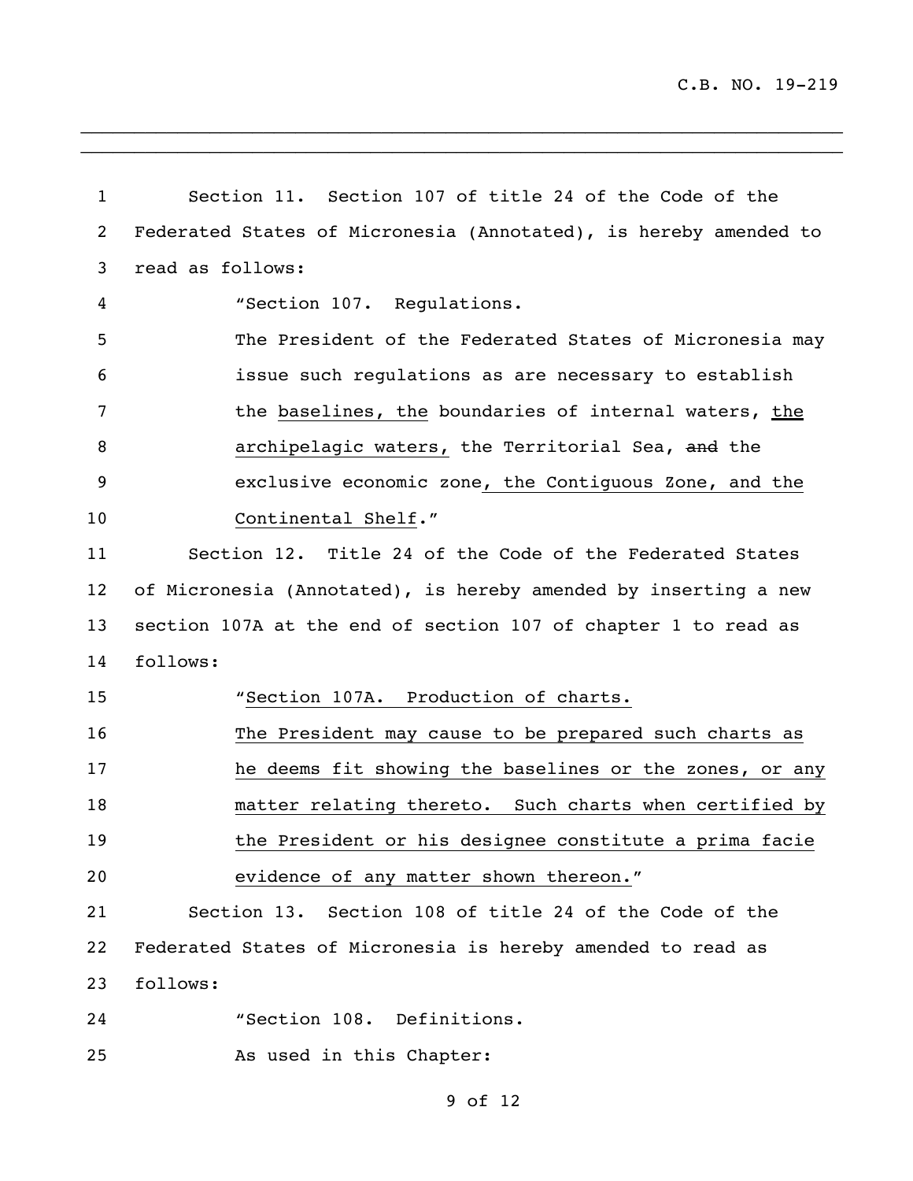Section 11. Section 107 of title 24 of the Code of the Federated States of Micronesia (Annotated), is hereby amended to read as follows:

"Section 107. Regulations.

The President of the Federated States of Micronesia may issue such regulations as are necessary to establish the <u>baselines, the</u> boundaries of internal waters, <u>the archipelagic waters,</u> the Territorial Sea, ~~and~~ the exclusive economic zone<u>, the Contiguous Zone, and the Continental Shelf</u>."

Section 12. Title 24 of the Code of the Federated States of Micronesia (Annotated), is hereby amended by inserting a new section 107A at the end of section 107 of chapter 1 to read as follows:

"<u>Section 107A. Production of charts.</u>

<u>The President may cause to be prepared such charts as he deems fit showing the baselines or the zones, or any matter relating thereto. Such charts when certified by the President or his designee constitute a prima facie evidence of any matter shown thereon.</u>"

Section 13. Section 108 of title 24 of the Code of the Federated States of Micronesia is hereby amended to read as follows:

"Section 108. Definitions.

As used in this Chapter: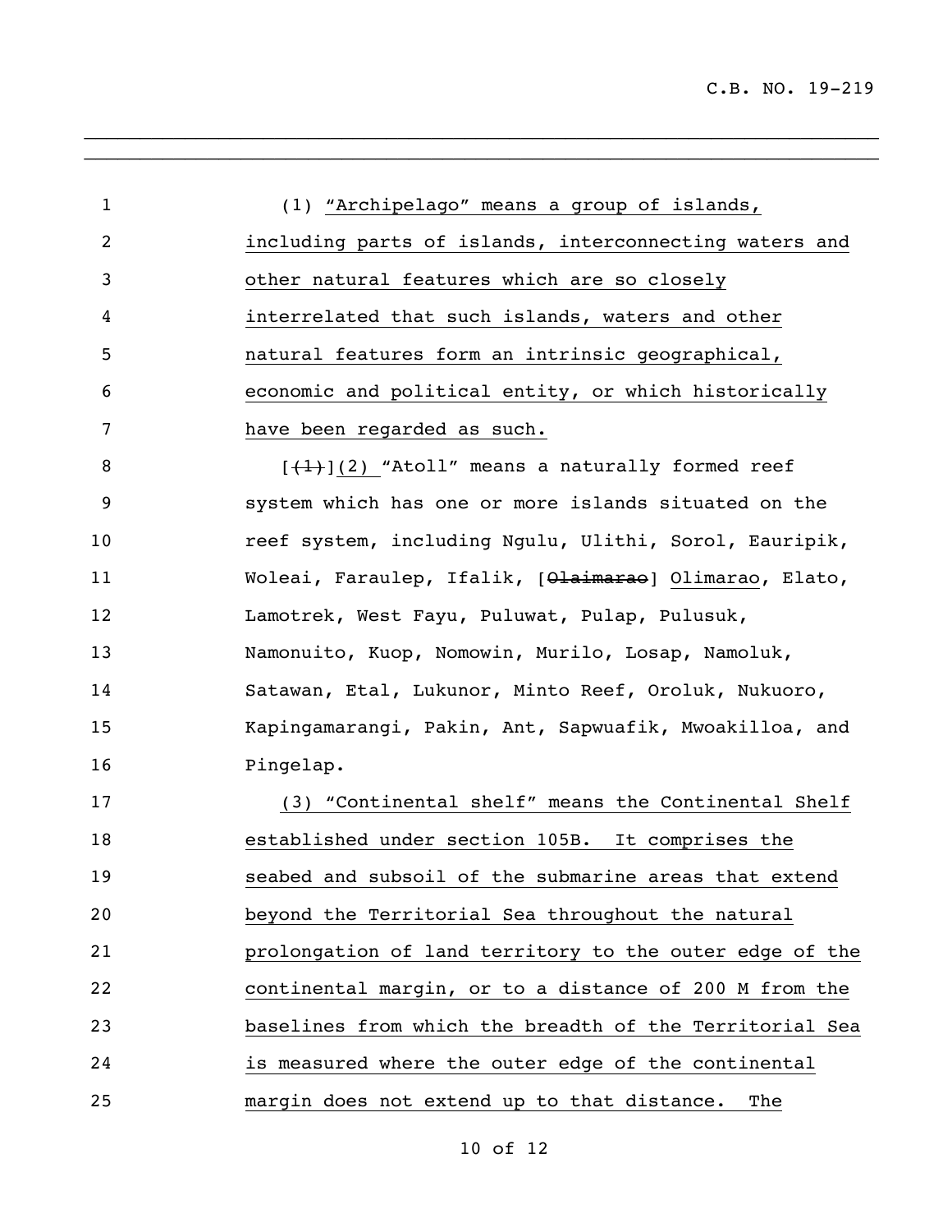(1) "Archipelago" means a group of islands, including parts of islands, interconnecting waters and other natural features which are so closely interrelated that such islands, waters and other natural features form an intrinsic geographical, economic and political entity, or which historically have been regarded as such.

[~~(1)~~](2) "Atoll" means a naturally formed reef system which has one or more islands situated on the reef system, including Ngulu, Ulithi, Sorol, Eauripik, Woleai, Faraulep, Ifalik, [~~Olaimarao~~] Olimarao, Elato, Lamotrek, West Fayu, Puluwat, Pulap, Pulusuk, Namonuito, Kuop, Nomowin, Murilo, Losap, Namoluk, Satawan, Etal, Lukunor, Minto Reef, Oroluk, Nukuoro, Kapingamarangi, Pakin, Ant, Sapwuafik, Mwoakilloa, and Pingelap.

(3) "Continental shelf" means the Continental Shelf established under section 105B. It comprises the seabed and subsoil of the submarine areas that extend beyond the Territorial Sea throughout the natural prolongation of land territory to the outer edge of the continental margin, or to a distance of 200 M from the baselines from which the breadth of the Territorial Sea is measured where the outer edge of the continental margin does not extend up to that distance. The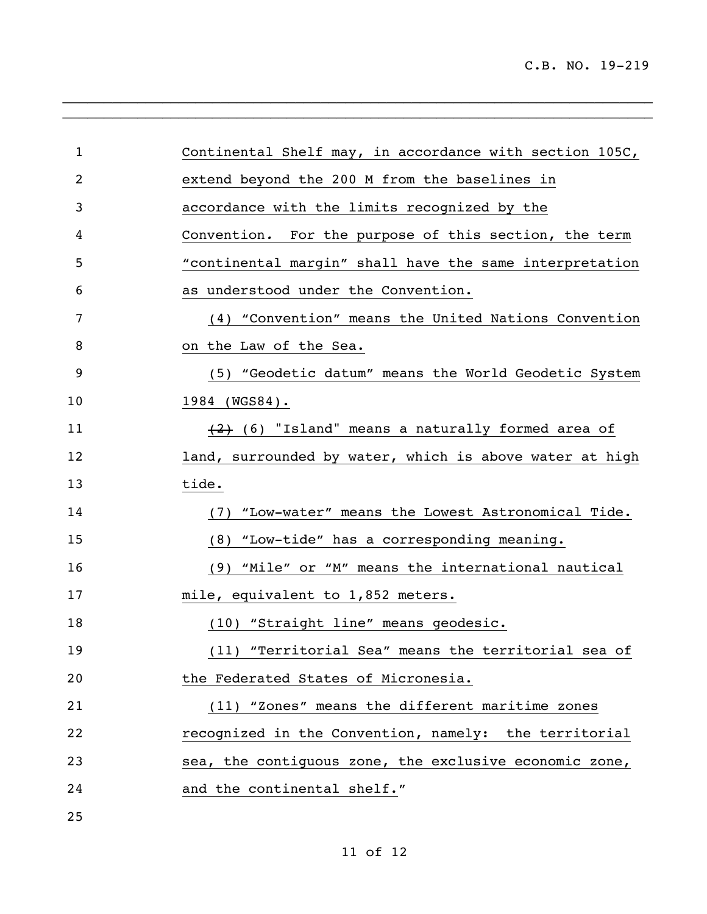Continental Shelf may, in accordance with section 105C, extend beyond the 200 M from the baselines in accordance with the limits recognized by the Convention. For the purpose of this section, the term "continental margin" shall have the same interpretation as understood under the Convention.

(4) "Convention" means the United Nations Convention on the Law of the Sea.

(5) "Geodetic datum" means the World Geodetic System 1984 (WGS84).

~~(2)~~ (6) "Island" means a naturally formed area of land, surrounded by water, which is above water at high tide.

(7) "Low-water" means the Lowest Astronomical Tide.

(8) "Low-tide" has a corresponding meaning.

(9) "Mile" or "M" means the international nautical mile, equivalent to 1,852 meters.

(10) "Straight line" means geodesic.

(11) "Territorial Sea" means the territorial sea of the Federated States of Micronesia.

(11) "Zones" means the different maritime zones recognized in the Convention, namely: the territorial sea, the contiguous zone, the exclusive economic zone, and the continental shelf."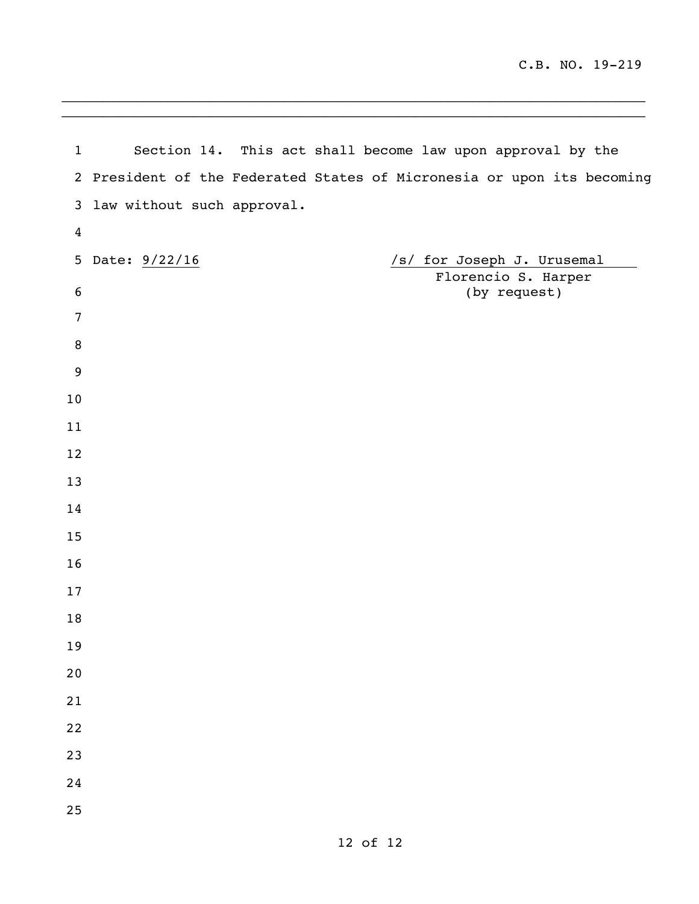C.B. NO. 19-219

Section 14. This act shall become law upon approval by the President of the Federated States of Micronesia or upon its becoming law without such approval.

Date: 9/22/16

/s/ for Joseph J. Urusemal
Florencio S. Harper
(by request)